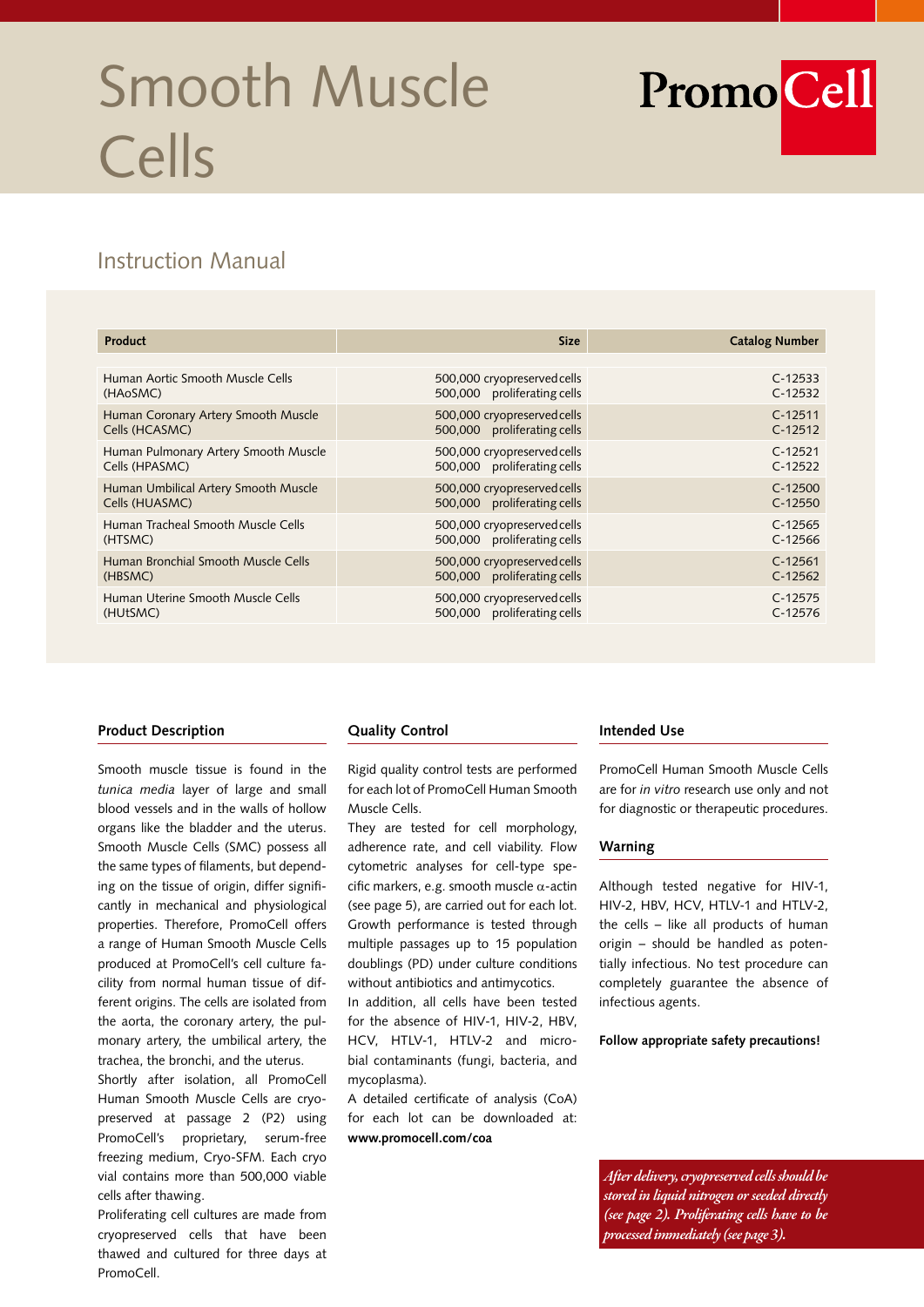# Smooth Muscle Cells

PromoCell

## Instruction Manual

| Product | Size | Catalog Number |
|---|---|---|
| Human Aortic Smooth Muscle Cells (HAoSMC) | 500,000 cryopreserved cells<br>500,000 proliferating cells | C-12533<br>C-12532 |
| Human Coronary Artery Smooth Muscle Cells (HCASMC) | 500,000 cryopreserved cells<br>500,000 proliferating cells | C-12511<br>C-12512 |
| Human Pulmonary Artery Smooth Muscle Cells (HPASMC) | 500,000 cryopreserved cells<br>500,000 proliferating cells | C-12521<br>C-12522 |
| Human Umbilical Artery Smooth Muscle Cells (HUASMC) | 500,000 cryopreserved cells<br>500,000 proliferating cells | C-12500<br>C-12550 |
| Human Tracheal Smooth Muscle Cells (HTSMC) | 500,000 cryopreserved cells<br>500,000 proliferating cells | C-12565<br>C-12566 |
| Human Bronchial Smooth Muscle Cells (HBSMC) | 500,000 cryopreserved cells<br>500,000 proliferating cells | C-12561<br>C-12562 |
| Human Uterine Smooth Muscle Cells (HUtSMC) | 500,000 cryopreserved cells<br>500,000 proliferating cells | C-12575<br>C-12576 |

### Product Description

Smooth muscle tissue is found in the *tunica media* layer of large and small blood vessels and in the walls of hollow organs like the bladder and the uterus. Smooth Muscle Cells (SMC) possess all the same types of filaments, but depending on the tissue of origin, differ significantly in mechanical and physiological properties. Therefore, PromoCell offers a range of Human Smooth Muscle Cells produced at PromoCell's cell culture facility from normal human tissue of different origins. The cells are isolated from the aorta, the coronary artery, the pulmonary artery, the umbilical artery, the trachea, the bronchi, and the uterus.

Shortly after isolation, all PromoCell Human Smooth Muscle Cells are cryopreserved at passage 2 (P2) using PromoCell's proprietary, serum-free freezing medium, Cryo-SFM. Each cryo vial contains more than 500,000 viable cells after thawing.

Proliferating cell cultures are made from cryopreserved cells that have been thawed and cultured for three days at PromoCell.

### Quality Control

Rigid quality control tests are performed for each lot of PromoCell Human Smooth Muscle Cells.

They are tested for cell morphology, adherence rate, and cell viability. Flow cytometric analyses for cell-type specific markers, e.g. smooth muscle $\alpha$-actin (see page 5), are carried out for each lot. Growth performance is tested through multiple passages up to 15 population doublings (PD) under culture conditions without antibiotics and antimycotics.

In addition, all cells have been tested for the absence of HIV-1, HIV-2, HBV, HCV, HTLV-1, HTLV-2 and microbial contaminants (fungi, bacteria, and mycoplasma).

A detailed certificate of analysis (CoA) for each lot can be downloaded at: **www.promocell.com/coa**

### Intended Use

PromoCell Human Smooth Muscle Cells are for *in vitro* research use only and not for diagnostic or therapeutic procedures.

### Warning

Although tested negative for HIV-1, HIV-2, HBV, HCV, HTLV-1 and HTLV-2, the cells – like all products of human origin – should be handled as potentially infectious. No test procedure can completely guarantee the absence of infectious agents.

**Follow appropriate safety precautions!**

***After delivery, cryopreserved cells should be stored in liquid nitrogen or seeded directly (see page 2). Proliferating cells have to be processed immediately (see page 3).***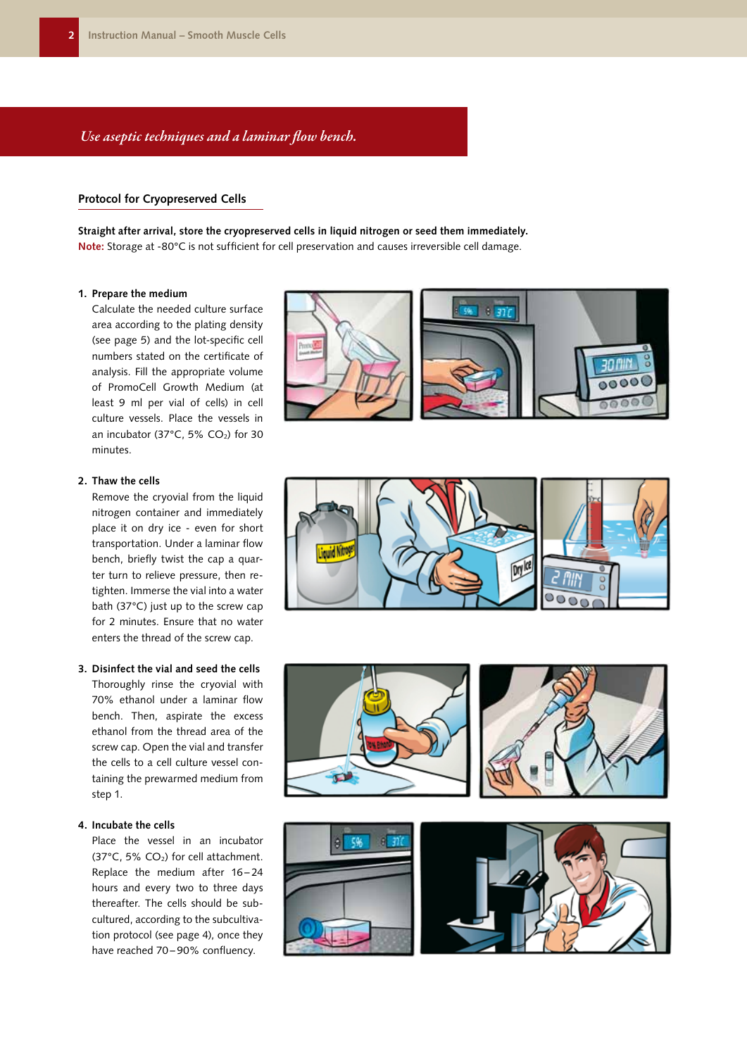*Use aseptic techniques and a laminar flow bench.*

## Protocol for Cryopreserved Cells

**Straight after arrival, store the cryopreserved cells in liquid nitrogen or seed them immediately.**
**Note:** Storage at -80°C is not sufficient for cell preservation and causes irreversible cell damage.

1. **Prepare the medium**
   Calculate the needed culture surface area according to the plating density (see page 5) and the lot-specific cell numbers stated on the certificate of analysis. Fill the appropriate volume of PromoCell Growth Medium (at least 9 ml per vial of cells) in cell culture vessels. Place the vessels in an incubator (37°C, 5% $CO_2$) for 30 minutes.

2. **Thaw the cells**
   Remove the cryovial from the liquid nitrogen container and immediately place it on dry ice - even for short transportation. Under a laminar flow bench, briefly twist the cap a quarter turn to relieve pressure, then retighten. Immerse the vial into a water bath (37°C) just up to the screw cap for 2 minutes. Ensure that no water enters the thread of the screw cap.

3. **Disinfect the vial and seed the cells**
   Thoroughly rinse the cryovial with 70% ethanol under a laminar flow bench. Then, aspirate the excess ethanol from the thread area of the screw cap. Open the vial and transfer the cells to a cell culture vessel containing the prewarmed medium from step 1.

4. **Incubate the cells**
   Place the vessel in an incubator (37°C, 5% $CO_2$) for cell attachment. Replace the medium after 16–24 hours and every two to three days thereafter. The cells should be subcultured, according to the subcultivation protocol (see page 4), once they have reached 70–90% confluency.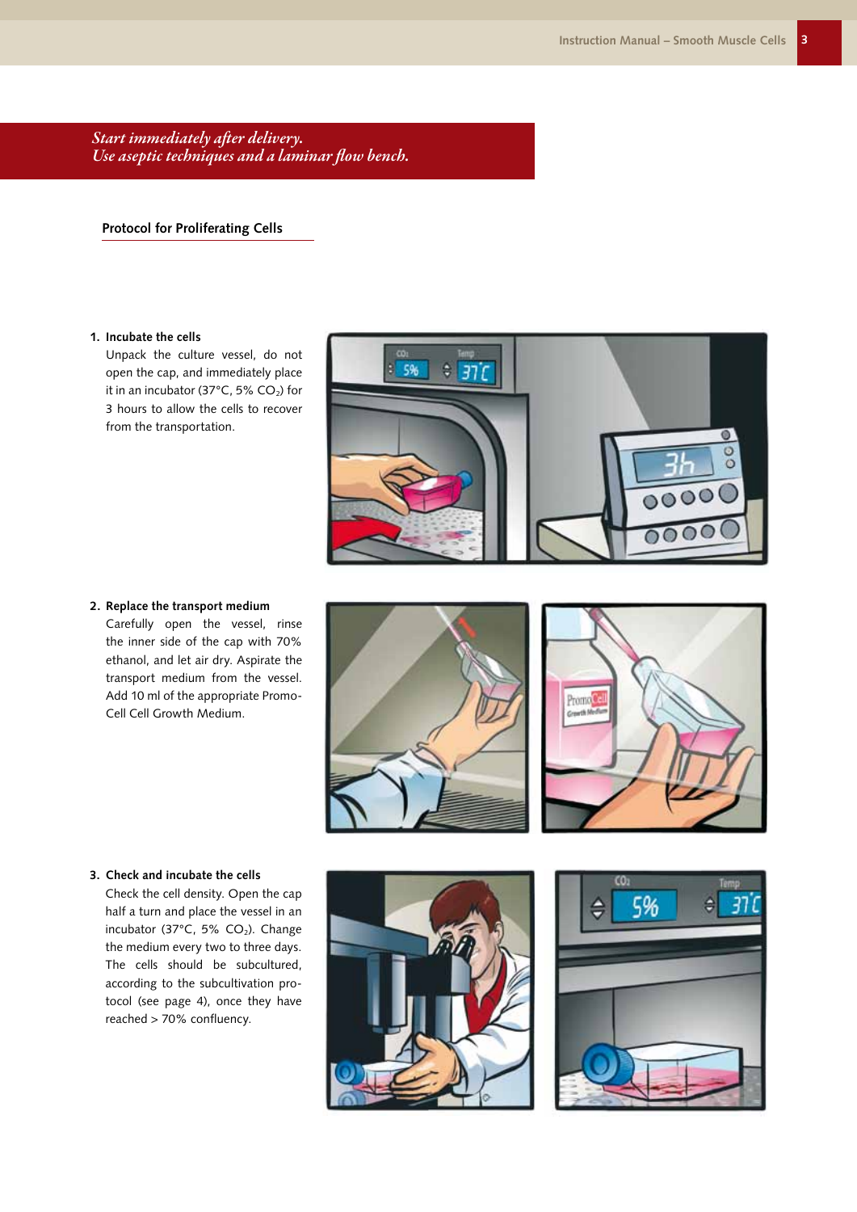*Start immediately after delivery.*
*Use aseptic techniques and a laminar flow bench.*

## Protocol for Proliferating Cells

**1. Incubate the cells**

Unpack the culture vessel, do not open the cap, and immediately place it in an incubator (37°C, 5% $CO_2$) for 3 hours to allow the cells to recover from the transportation.

**2. Replace the transport medium**

Carefully open the vessel, rinse the inner side of the cap with 70% ethanol, and let air dry. Aspirate the transport medium from the vessel. Add 10 ml of the appropriate PromoCell Cell Growth Medium.

**3. Check and incubate the cells**

Check the cell density. Open the cap half a turn and place the vessel in an incubator (37°C, 5% $CO_2$). Change the medium every two to three days. The cells should be subcultured, according to the subcultivation protocol (see page 4), once they have reached > 70% confluency.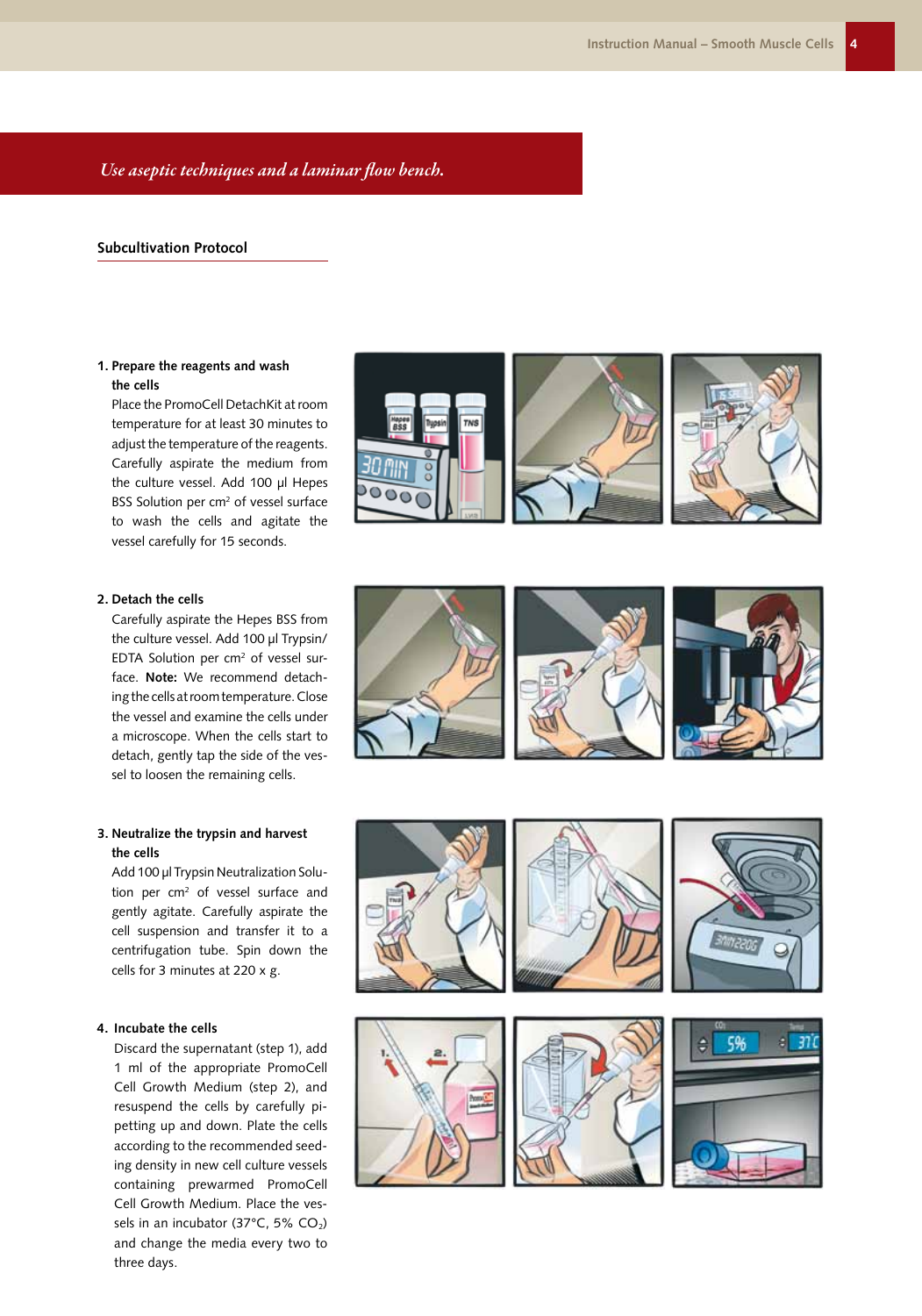*Use aseptic techniques and a laminar flow bench.*

## Subcultivation Protocol

**1. Prepare the reagents and wash the cells**

Place the PromoCell DetachKit at room temperature for at least 30 minutes to adjust the temperature of the reagents. Carefully aspirate the medium from the culture vessel. Add 100 µl Hepes BSS Solution per $cm^2$ of vessel surface to wash the cells and agitate the vessel carefully for 15 seconds.

**2. Detach the cells**

Carefully aspirate the Hepes BSS from the culture vessel. Add 100 µl Trypsin/EDTA Solution per $cm^2$ of vessel surface. **Note:** We recommend detaching the cells at room temperature. Close the vessel and examine the cells under a microscope. When the cells start to detach, gently tap the side of the vessel to loosen the remaining cells.

**3. Neutralize the trypsin and harvest the cells**

Add 100 µl Trypsin Neutralization Solution per $cm^2$ of vessel surface and gently agitate. Carefully aspirate the cell suspension and transfer it to a centrifugation tube. Spin down the cells for 3 minutes at 220 x g.

**4. Incubate the cells**

Discard the supernatant (step 1), add 1 ml of the appropriate PromoCell Cell Growth Medium (step 2), and resuspend the cells by carefully pipetting up and down. Plate the cells according to the recommended seeding density in new cell culture vessels containing prewarmed PromoCell Cell Growth Medium. Place the vessels in an incubator (37°C, 5% $CO_2$) and change the media every two to three days.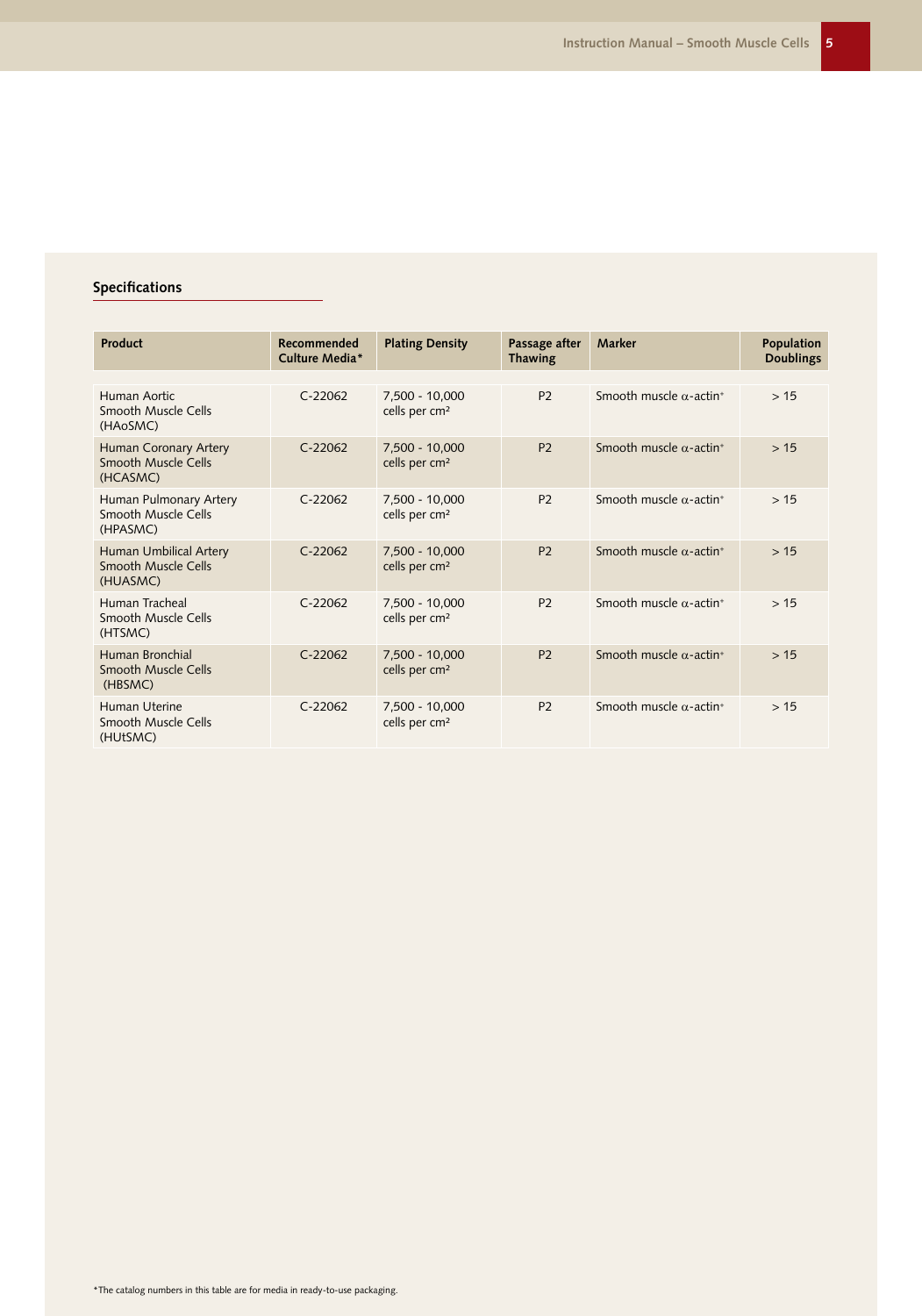## Specifications

| Product | Recommended Culture Media* | Plating Density | Passage after Thawing | Marker | Population Doublings |
|---|---|---|---|---|---|
| Human Aortic Smooth Muscle Cells (HAoSMC) | C-22062 | 7,500 - 10,000 cells per $cm^2$ | P2 | Smooth muscle $\alpha$-actin$^+$ | > 15 |
| Human Coronary Artery Smooth Muscle Cells (HCASMC) | C-22062 | 7,500 - 10,000 cells per $cm^2$ | P2 | Smooth muscle $\alpha$-actin$^+$ | > 15 |
| Human Pulmonary Artery Smooth Muscle Cells (HPASMC) | C-22062 | 7,500 - 10,000 cells per $cm^2$ | P2 | Smooth muscle $\alpha$-actin$^+$ | > 15 |
| Human Umbilical Artery Smooth Muscle Cells (HUASMC) | C-22062 | 7,500 - 10,000 cells per $cm^2$ | P2 | Smooth muscle $\alpha$-actin$^+$ | > 15 |
| Human Tracheal Smooth Muscle Cells (HTSMC) | C-22062 | 7,500 - 10,000 cells per $cm^2$ | P2 | Smooth muscle $\alpha$-actin$^+$ | > 15 |
| Human Bronchial Smooth Muscle Cells (HBSMC) | C-22062 | 7,500 - 10,000 cells per $cm^2$ | P2 | Smooth muscle $\alpha$-actin$^+$ | > 15 |
| Human Uterine Smooth Muscle Cells (HUtSMC) | C-22062 | 7,500 - 10,000 cells per $cm^2$ | P2 | Smooth muscle $\alpha$-actin$^+$ | > 15 |

*The catalog numbers in this table are for media in ready-to-use packaging.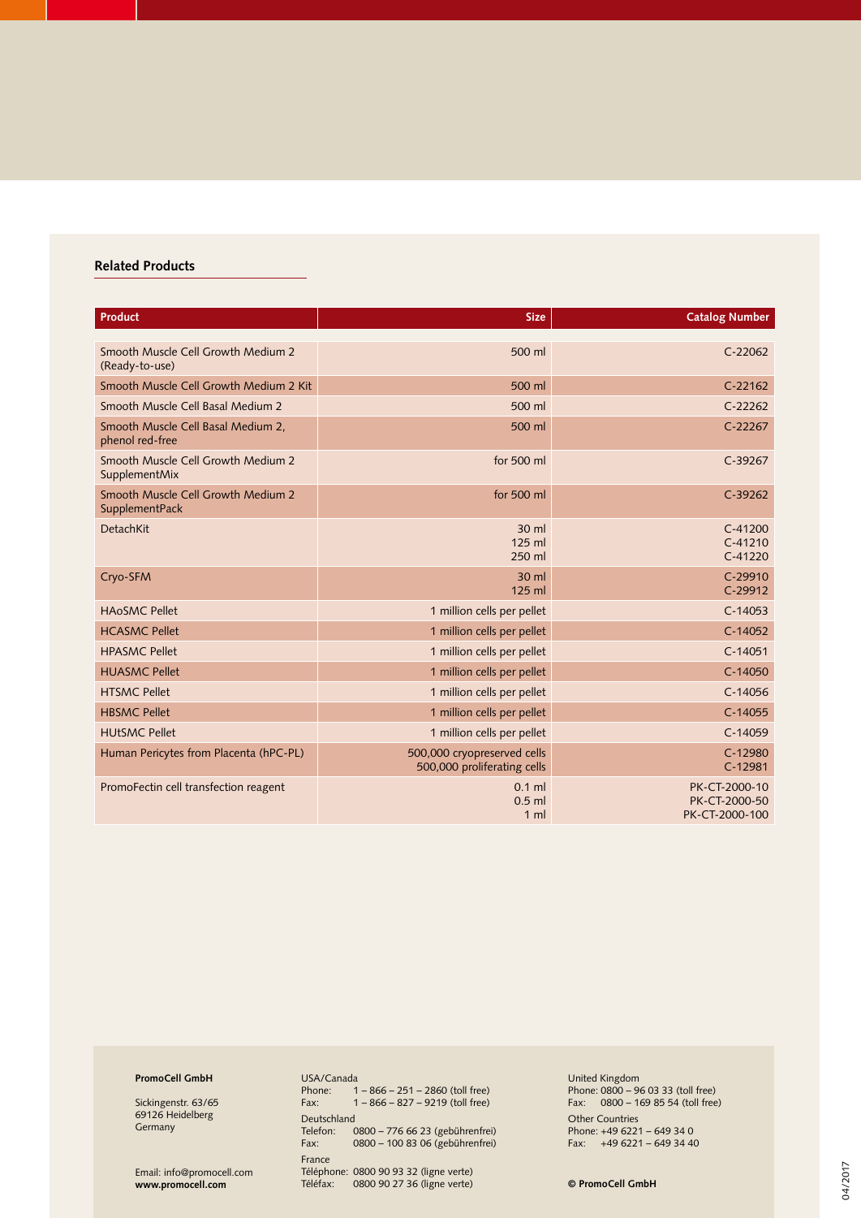## Related Products

| Product | Size | Catalog Number |
|---|---|---|
| Smooth Muscle Cell Growth Medium 2 (Ready-to-use) | 500 ml | C-22062 |
| Smooth Muscle Cell Growth Medium 2 Kit | 500 ml | C-22162 |
| Smooth Muscle Cell Basal Medium 2 | 500 ml | C-22262 |
| Smooth Muscle Cell Basal Medium 2, phenol red-free | 500 ml | C-22267 |
| Smooth Muscle Cell Growth Medium 2 SupplementMix | for 500 ml | C-39267 |
| Smooth Muscle Cell Growth Medium 2 SupplementPack | for 500 ml | C-39262 |
| DetachKit | 30 ml<br>125 ml<br>250 ml | C-41200<br>C-41210<br>C-41220 |
| Cryo-SFM | 30 ml<br>125 ml | C-29910<br>C-29912 |
| HAoSMC Pellet | 1 million cells per pellet | C-14053 |
| HCASMC Pellet | 1 million cells per pellet | C-14052 |
| HPASMC Pellet | 1 million cells per pellet | C-14051 |
| HUASMC Pellet | 1 million cells per pellet | C-14050 |
| HTSMC Pellet | 1 million cells per pellet | C-14056 |
| HBSMC Pellet | 1 million cells per pellet | C-14055 |
| HUtSMC Pellet | 1 million cells per pellet | C-14059 |
| Human Pericytes from Placenta (hPC-PL) | 500,000 cryopreserved cells<br>500,000 proliferating cells | C-12980<br>C-12981 |
| PromoFectin cell transfection reagent | 0.1 ml<br>0.5 ml<br>1 ml | PK-CT-2000-10<br>PK-CT-2000-50<br>PK-CT-2000-100 |

**PromoCell GmbH**

Sickingenstr. 63/65
69126 Heidelberg
Germany

Email: info@promocell.com
**www.promocell.com**

USA/Canada
Phone: 1 – 866 – 251 – 2860 (toll free)
Fax: 1 – 866 – 827 – 9219 (toll free)

Deutschland
Telefon: 0800 – 776 66 23 (gebührenfrei)
Fax: 0800 – 100 83 06 (gebührenfrei)

France
Téléphone: 0800 90 93 32 (ligne verte)
Téléfax: 0800 90 27 36 (ligne verte)

United Kingdom
Phone: 0800 – 96 03 33 (toll free)
Fax: 0800 – 169 85 54 (toll free)

Other Countries
Phone: +49 6221 – 649 34 0
Fax: +49 6221 – 649 34 40

**© PromoCell GmbH**

04/2017